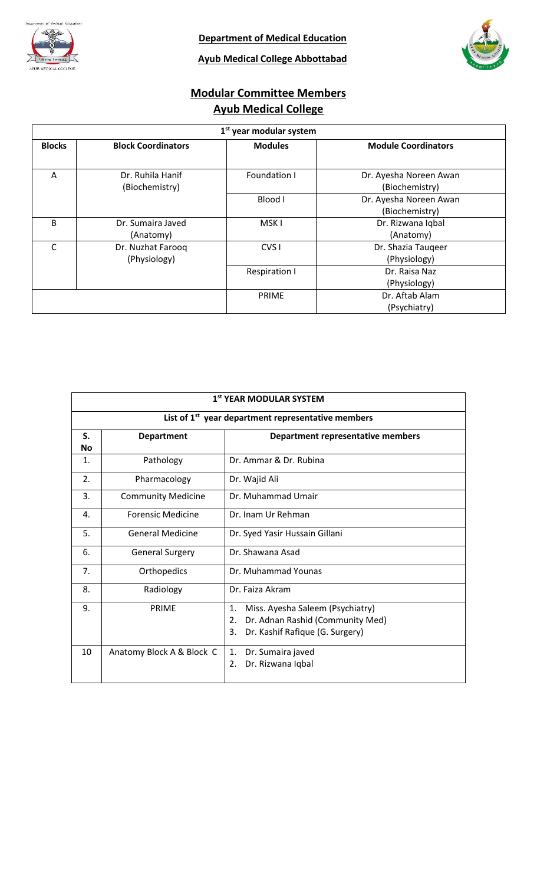**Department of Medical Education**

**Ayub Medical College Abbottabad**

# Modular Committee Members
## Ayub Medical College

| 1st year modular system | | | |
|---|---|---|---|
| **Blocks** | **Block Coordinators** | **Modules** | **Module Coordinators** |
| A | Dr. Ruhila Hanif (Biochemistry) | Foundation I | Dr. Ayesha Noreen Awan (Biochemistry) |
| | | Blood I | Dr. Ayesha Noreen Awan (Biochemistry) |
| B | Dr. Sumaira Javed (Anatomy) | MSK I | Dr. Rizwana Iqbal (Anatomy) |
| C | Dr. Nuzhat Farooq (Physiology) | CVS I | Dr. Shazia Tauqeer (Physiology) |
| | | Respiration I | Dr. Raisa Naz (Physiology) |
| | | PRIME | Dr. Aftab Alam (Psychiatry) |

| 1st YEAR MODULAR SYSTEM | | |
|---|---|---|
| List of 1st year department representative members | | |
| **S. No** | **Department** | **Department representative members** |
| 1. | Pathology | Dr. Ammar & Dr. Rubina |
| 2. | Pharmacology | Dr. Wajid Ali |
| 3. | Community Medicine | Dr. Muhammad Umair |
| 4. | Forensic Medicine | Dr. Inam Ur Rehman |
| 5. | General Medicine | Dr. Syed Yasir Hussain Gillani |
| 6. | General Surgery | Dr. Shawana Asad |
| 7. | Orthopedics | Dr. Muhammad Younas |
| 8. | Radiology | Dr. Faiza Akram |
| 9. | PRIME | 1. Miss. Ayesha Saleem (Psychiatry) 2. Dr. Adnan Rashid (Community Med) 3. Dr. Kashif Rafique (G. Surgery) |
| 10 | Anatomy Block A & Block C | 1. Dr. Sumaira javed 2. Dr. Rizwana Iqbal |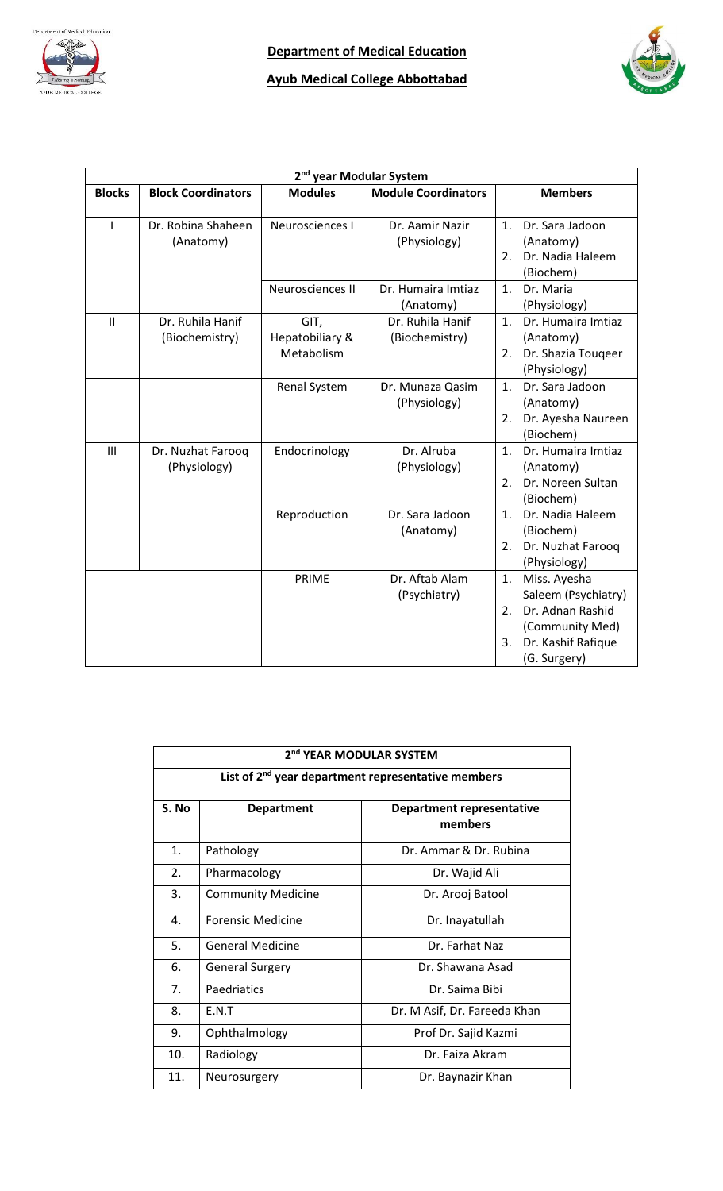**Department of Medical Education**

**Ayub Medical College Abbottabad**

| 2[nd] year Modular System | | | | |
|---|---|---|---|---|
| **Blocks** | **Block Coordinators** | **Modules** | **Module Coordinators** | **Members** |
| I | Dr. Robina Shaheen (Anatomy) | Neurosciences I | Dr. Aamir Nazir (Physiology) | 1. Dr. Sara Jadoon (Anatomy) 2. Dr. Nadia Haleem (Biochem) |
| | | Neurosciences II | Dr. Humaira Imtiaz (Anatomy) | 1. Dr. Maria (Physiology) |
| II | Dr. Ruhila Hanif (Biochemistry) | GIT, Hepatobiliary & Metabolism | Dr. Ruhila Hanif (Biochemistry) | 1. Dr. Humaira Imtiaz (Anatomy) 2. Dr. Shazia Touqeer (Physiology) |
| | | Renal System | Dr. Munaza Qasim (Physiology) | 1. Dr. Sara Jadoon (Anatomy) 2. Dr. Ayesha Naureen (Biochem) |
| III | Dr. Nuzhat Farooq (Physiology) | Endocrinology | Dr. Alruba (Physiology) | 1. Dr. Humaira Imtiaz (Anatomy) 2. Dr. Noreen Sultan (Biochem) |
| | | Reproduction | Dr. Sara Jadoon (Anatomy) | 1. Dr. Nadia Haleem (Biochem) 2. Dr. Nuzhat Farooq (Physiology) |
| | | PRIME | Dr. Aftab Alam (Psychiatry) | 1. Miss. Ayesha Saleem (Psychiatry) 2. Dr. Adnan Rashid (Community Med) 3. Dr. Kashif Rafique (G. Surgery) |

| 2[nd] YEAR MODULAR SYSTEM | | |
|---|---|---|
| List of 2[nd] year department representative members | | |
| **S. No** | **Department** | **Department representative members** |
| 1. | Pathology | Dr. Ammar & Dr. Rubina |
| 2. | Pharmacology | Dr. Wajid Ali |
| 3. | Community Medicine | Dr. Arooj Batool |
| 4. | Forensic Medicine | Dr. Inayatullah |
| 5. | General Medicine | Dr. Farhat Naz |
| 6. | General Surgery | Dr. Shawana Asad |
| 7. | Paedriatics | Dr. Saima Bibi |
| 8. | E.N.T | Dr. M Asif, Dr. Fareeda Khan |
| 9. | Ophthalmology | Prof Dr. Sajid Kazmi |
| 10. | Radiology | Dr. Faiza Akram |
| 11. | Neurosurgery | Dr. Baynazir Khan |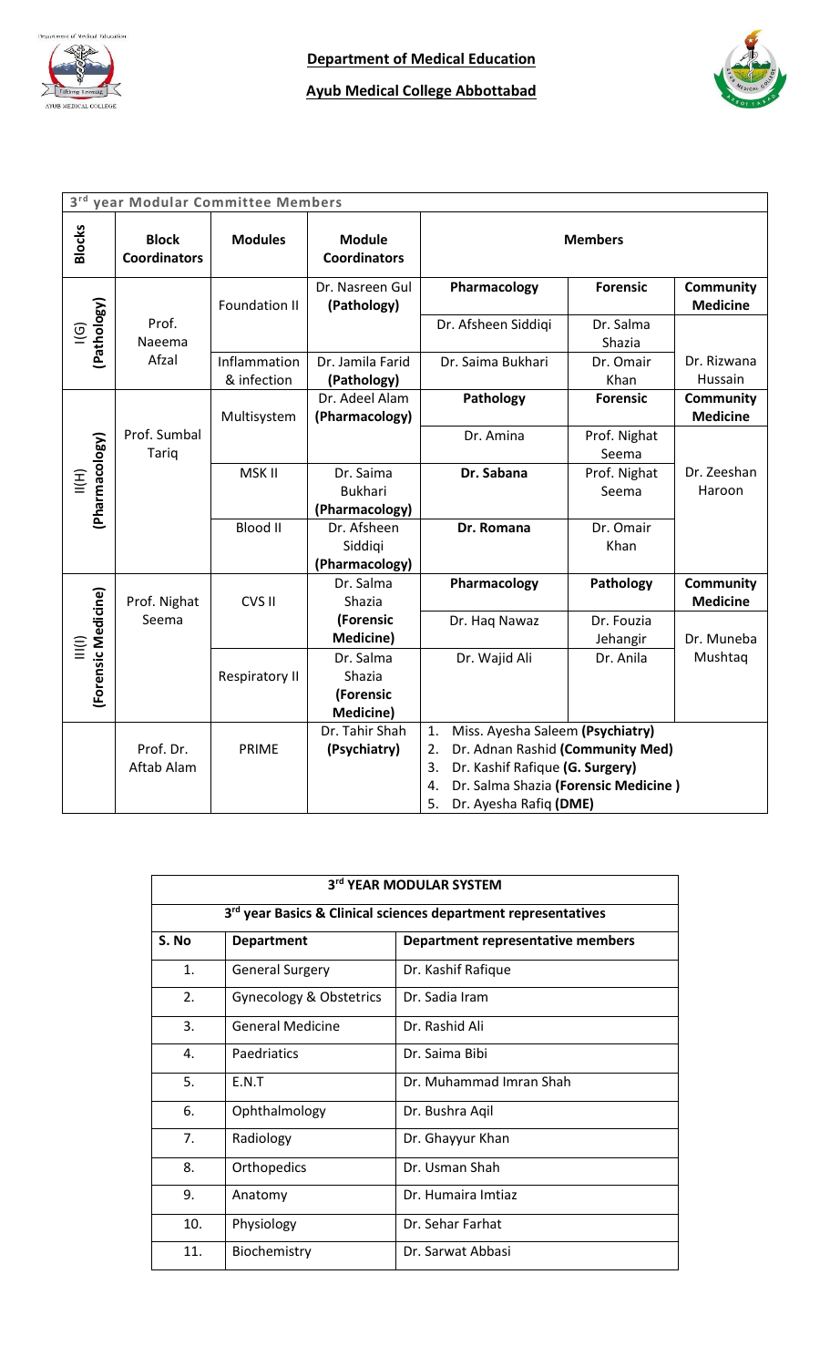**Department of Medical Education**

**Ayub Medical College Abbottabad**

| 3rd year Modular Committee Members | | | | | | |
|---|---|---|---|---|---|---|
| **Blocks** | **Block Coordinators** | **Modules** | **Module Coordinators** | **Members** | | |
| I(G) (Pathology) | Prof. Naeema Afzal | Foundation II | Dr. Nasreen Gul **(Pathology)** | **Pharmacology** | **Forensic** | **Community Medicine** |
| | | | | Dr. Afsheen Siddiqi | Dr. Salma Shazia | Dr. Rizwana Hussain |
| | | Inflammation & infection | Dr. Jamila Farid **(Pathology)** | Dr. Saima Bukhari | Dr. Omair Khan | |
| II(H) (Pharmacology) | Prof. Sumbal Tariq | Multisystem | Dr. Adeel Alam **(Pharmacology)** | **Pathology** | **Forensic** | **Community Medicine** |
| | | | | Dr. Amina | Prof. Nighat Seema | Dr. Zeeshan Haroon |
| | | MSK II | Dr. Saima Bukhari **(Pharmacology)** | **Dr. Sabana** | Prof. Nighat Seema | |
| | | Blood II | Dr. Afsheen Siddiqi **(Pharmacology)** | **Dr. Romana** | Dr. Omair Khan | |
| III(I) (Forensic Medicine) | Prof. Nighat Seema | CVS II | Dr. Salma Shazia **(Forensic Medicine)** | **Pharmacology** | **Pathology** | **Community Medicine** |
| | | | | Dr. Haq Nawaz | Dr. Fouzia Jehangir | Dr. Muneba Mushtaq |
| | | Respiratory II | Dr. Salma Shazia **(Forensic Medicine)** | Dr. Wajid Ali | Dr. Anila | |
| | Prof. Dr. Aftab Alam | PRIME | Dr. Tahir Shah **(Psychiatry)** | 1. Miss. Ayesha Saleem **(Psychiatry)**<br>2. Dr. Adnan Rashid **(Community Med)**<br>3. Dr. Kashif Rafique **(G. Surgery)**<br>4. Dr. Salma Shazia **(Forensic Medicine )**<br>5. Dr. Ayesha Rafiq **(DME)** | | |

| **3rd YEAR MODULAR SYSTEM** | | |
|---|---|---|
| **3rd year Basics & Clinical sciences department representatives** | | |
| **S. No** | **Department** | **Department representative members** |
| 1. | General Surgery | Dr. Kashif Rafique |
| 2. | Gynecology & Obstetrics | Dr. Sadia Iram |
| 3. | General Medicine | Dr. Rashid Ali |
| 4. | Paedriatics | Dr. Saima Bibi |
| 5. | E.N.T | Dr. Muhammad Imran Shah |
| 6. | Ophthalmology | Dr. Bushra Aqil |
| 7. | Radiology | Dr. Ghayyur Khan |
| 8. | Orthopedics | Dr. Usman Shah |
| 9. | Anatomy | Dr. Humaira Imtiaz |
| 10. | Physiology | Dr. Sehar Farhat |
| 11. | Biochemistry | Dr. Sarwat Abbasi |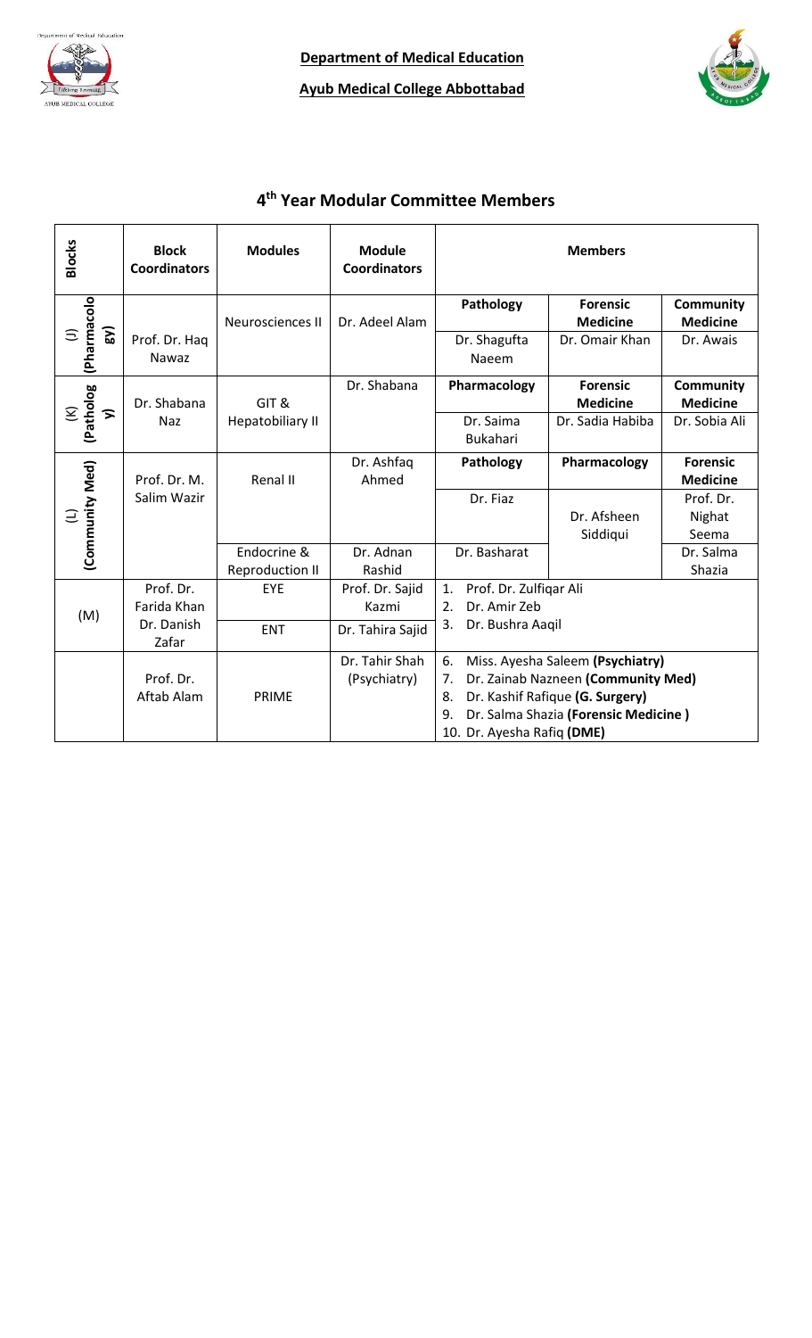**Department of Medical Education**

**Ayub Medical College Abbottabad**

## 4th Year Modular Committee Members

| Blocks | Block Coordinators | Modules | Module Coordinators | Members | | |
|---|---|---|---|---|---|---|
| (J) (Pharmacology) | Prof. Dr. Haq Nawaz | Neurosciences II | Dr. Adeel Alam | **Pathology** | **Forensic Medicine** | **Community Medicine** |
| | | | | Dr. Shagufta Naeem | Dr. Omair Khan | Dr. Awais |
| (K) (Pathology) | Dr. Shabana Naz | GIT & Hepatobiliary II | Dr. Shabana | **Pharmacology** | **Forensic Medicine** | **Community Medicine** |
| | | | | Dr. Saima Bukahari | Dr. Sadia Habiba | Dr. Sobia Ali |
| (L) (Community Med) | Prof. Dr. M. Salim Wazir | Renal II | Dr. Ashfaq Ahmed | **Pathology** | **Pharmacology** | **Forensic Medicine** |
| | | | | Dr. Fiaz | Dr. Afsheen Siddiqui | Prof. Dr. Nighat Seema |
| | | Endocrine & Reproduction II | Dr. Adnan Rashid | Dr. Basharat | | Dr. Salma Shazia |
| (M) | Prof. Dr. Farida Khan | EYE | Prof. Dr. Sajid Kazmi | 1. Prof. Dr. Zulfiqar Ali<br>2. Dr. Amir Zeb<br>3. Dr. Bushra Aaqil | | |
| | Dr. Danish Zafar | ENT | Dr. Tahira Sajid | | | |
| | Prof. Dr. Aftab Alam | PRIME | Dr. Tahir Shah (Psychiatry) | 6. Miss. Ayesha Saleem **(Psychiatry)**<br>7. Dr. Zainab Nazneen **(Community Med)**<br>8. Dr. Kashif Rafique **(G. Surgery)**<br>9. Dr. Salma Shazia **(Forensic Medicine )**<br>10. Dr. Ayesha Rafiq **(DME)** | | |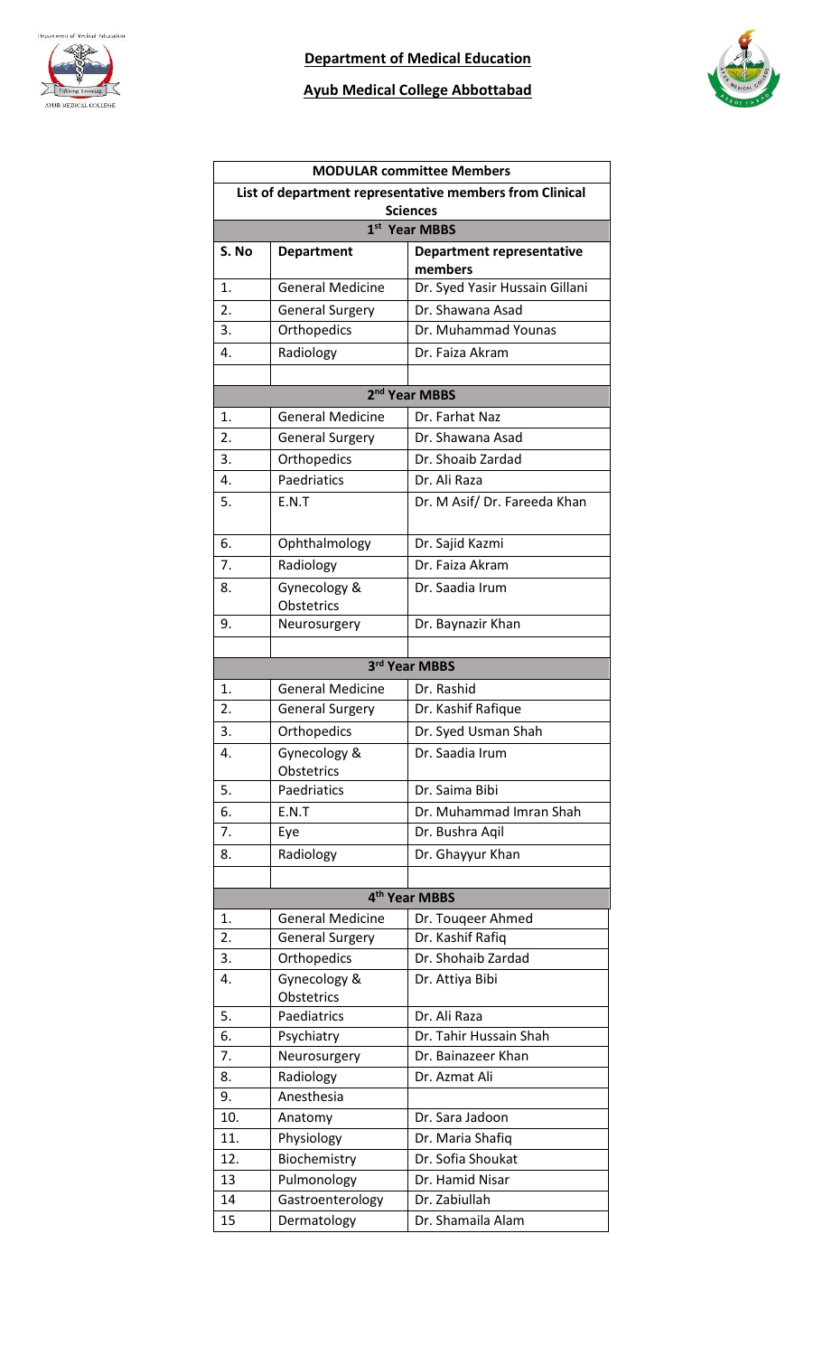**Department of Medical Education**

**Ayub Medical College Abbottabad**

| **MODULAR committee Members** | | |
|---|---|---|
| **List of department representative members from Clinical Sciences** | | |
| **1st Year MBBS** | | |
| **S. No** | **Department** | **Department representative members** |
| 1. | General Medicine | Dr. Syed Yasir Hussain Gillani |
| 2. | General Surgery | Dr. Shawana Asad |
| 3. | Orthopedics | Dr. Muhammad Younas |
| 4. | Radiology | Dr. Faiza Akram |
| | | |
| **2nd Year MBBS** | | |
| 1. | General Medicine | Dr. Farhat Naz |
| 2. | General Surgery | Dr. Shawana Asad |
| 3. | Orthopedics | Dr. Shoaib Zardad |
| 4. | Paediatrics | Dr. Ali Raza |
| 5. | E.N.T | Dr. M Asif/ Dr. Fareeda Khan |
| 6. | Ophthalmology | Dr. Sajid Kazmi |
| 7. | Radiology | Dr. Faiza Akram |
| 8. | Gynecology & Obstetrics | Dr. Saadia Irum |
| 9. | Neurosurgery | Dr. Baynazir Khan |
| | | |
| **3rd Year MBBS** | | |
| 1. | General Medicine | Dr. Rashid |
| 2. | General Surgery | Dr. Kashif Rafique |
| 3. | Orthopedics | Dr. Syed Usman Shah |
| 4. | Gynecology & Obstetrics | Dr. Saadia Irum |
| 5. | Paediatrics | Dr. Saima Bibi |
| 6. | E.N.T | Dr. Muhammad Imran Shah |
| 7. | Eye | Dr. Bushra Aqil |
| 8. | Radiology | Dr. Ghayyur Khan |
| | | |
| **4th Year MBBS** | | |
| 1. | General Medicine | Dr. Touqeer Ahmed |
| 2. | General Surgery | Dr. Kashif Rafiq |
| 3. | Orthopedics | Dr. Shohaib Zardad |
| 4. | Gynecology & Obstetrics | Dr. Attiya Bibi |
| 5. | Paediatrics | Dr. Ali Raza |
| 6. | Psychiatry | Dr. Tahir Hussain Shah |
| 7. | Neurosurgery | Dr. Bainazeer Khan |
| 8. | Radiology | Dr. Azmat Ali |
| 9. | Anesthesia | |
| 10. | Anatomy | Dr. Sara Jadoon |
| 11. | Physiology | Dr. Maria Shafiq |
| 12. | Biochemistry | Dr. Sofia Shoukat |
| 13 | Pulmonology | Dr. Hamid Nisar |
| 14 | Gastroenterology | Dr. Zabiullah |
| 15 | Dermatology | Dr. Shamaila Alam |